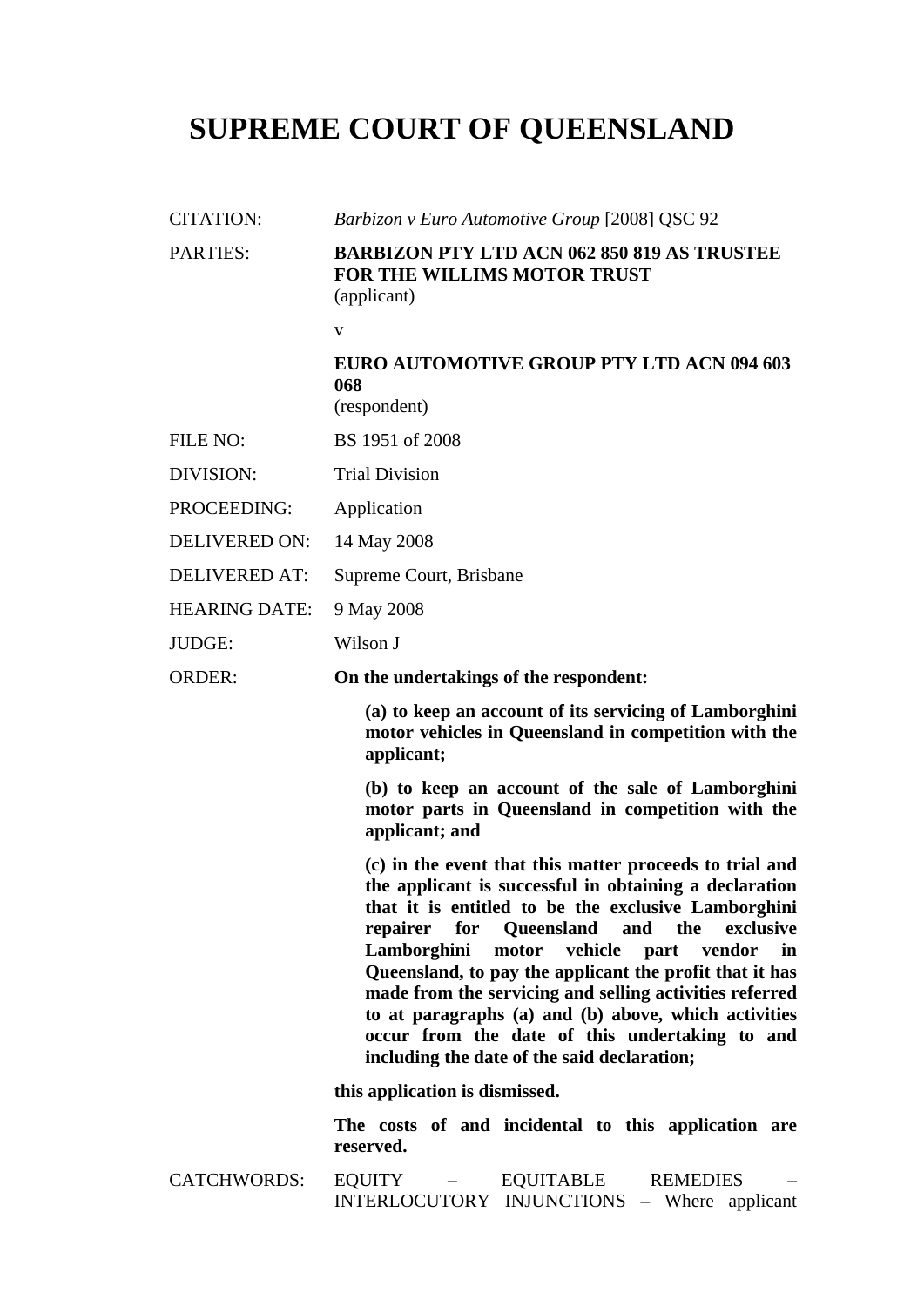# SUPREME COURT OF QUEENSLAND

| | |
|---|---|
| CITATION: | *Barbizon v Euro Automotive Group* [2008] QSC 92 |
| PARTIES: | **BARBIZON PTY LTD ACN 062 850 819 AS TRUSTEE FOR THE WILLIMS MOTOR TRUST** (applicant) v **EURO AUTOMOTIVE GROUP PTY LTD ACN 094 603 068** (respondent) |
| FILE NO: | BS 1951 of 2008 |
| DIVISION: | Trial Division |
| PROCEEDING: | Application |
| DELIVERED ON: | 14 May 2008 |
| DELIVERED AT: | Supreme Court, Brisbane |
| HEARING DATE: | 9 May 2008 |
| JUDGE: | Wilson J |

ORDER:

**On the undertakings of the respondent:**

> **(a) to keep an account of its servicing of Lamborghini motor vehicles in Queensland in competition with the applicant;**
>
> **(b) to keep an account of the sale of Lamborghini motor parts in Queensland in competition with the applicant; and**
>
> **(c) in the event that this matter proceeds to trial and the applicant is successful in obtaining a declaration that it is entitled to be the exclusive Lamborghini repairer for Queensland and the exclusive Lamborghini motor vehicle part vendor in Queensland, to pay the applicant the profit that it has made from the servicing and selling activities referred to at paragraphs (a) and (b) above, which activities occur from the date of this undertaking to and including the date of the said declaration;**

**this application is dismissed.**

**The costs of and incidental to this application are reserved.**

CATCHWORDS: EQUITY – EQUITABLE REMEDIES – INTERLOCUTORY INJUNCTIONS – Where applicant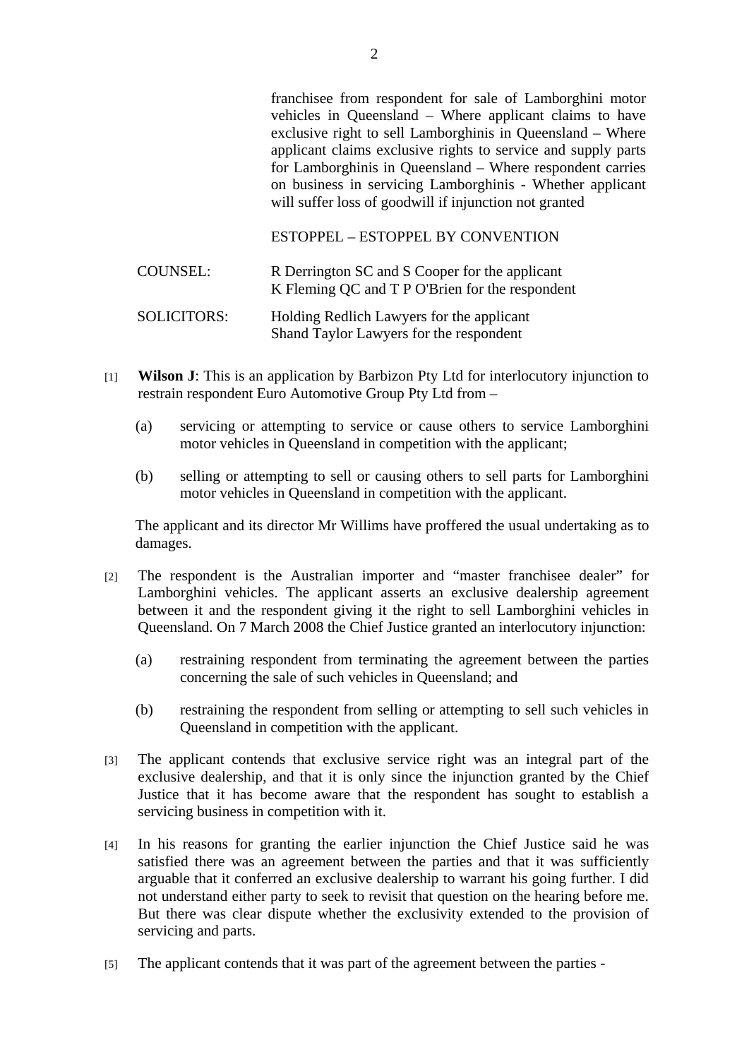franchisee from respondent for sale of Lamborghini motor vehicles in Queensland – Where applicant claims to have exclusive right to sell Lamborghinis in Queensland – Where applicant claims exclusive rights to service and supply parts for Lamborghinis in Queensland – Where respondent carries on business in servicing Lamborghinis - Whether applicant will suffer loss of goodwill if injunction not granted

ESTOPPEL – ESTOPPEL BY CONVENTION

COUNSEL: R Derrington SC and S Cooper for the applicant
K Fleming QC and T P O'Brien for the respondent

SOLICITORS: Holding Redlich Lawyers for the applicant
Shand Taylor Lawyers for the respondent

[1] **Wilson J**: This is an application by Barbizon Pty Ltd for interlocutory injunction to restrain respondent Euro Automotive Group Pty Ltd from –

(a) servicing or attempting to service or cause others to service Lamborghini motor vehicles in Queensland in competition with the applicant;

(b) selling or attempting to sell or causing others to sell parts for Lamborghini motor vehicles in Queensland in competition with the applicant.

The applicant and its director Mr Willims have proffered the usual undertaking as to damages.

[2] The respondent is the Australian importer and "master franchisee dealer" for Lamborghini vehicles. The applicant asserts an exclusive dealership agreement between it and the respondent giving it the right to sell Lamborghini vehicles in Queensland. On 7 March 2008 the Chief Justice granted an interlocutory injunction:

(a) restraining respondent from terminating the agreement between the parties concerning the sale of such vehicles in Queensland; and

(b) restraining the respondent from selling or attempting to sell such vehicles in Queensland in competition with the applicant.

[3] The applicant contends that exclusive service right was an integral part of the exclusive dealership, and that it is only since the injunction granted by the Chief Justice that it has become aware that the respondent has sought to establish a servicing business in competition with it.

[4] In his reasons for granting the earlier injunction the Chief Justice said he was satisfied there was an agreement between the parties and that it was sufficiently arguable that it conferred an exclusive dealership to warrant his going further. I did not understand either party to seek to revisit that question on the hearing before me. But there was clear dispute whether the exclusivity extended to the provision of servicing and parts.

[5] The applicant contends that it was part of the agreement between the parties -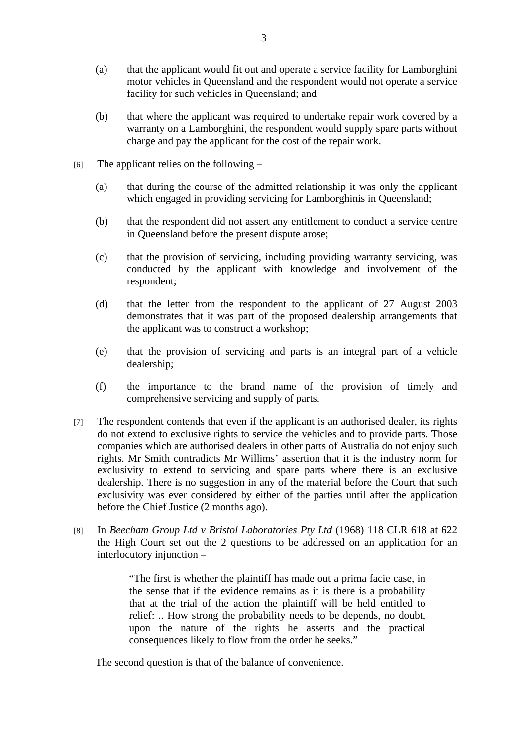(a) that the applicant would fit out and operate a service facility for Lamborghini motor vehicles in Queensland and the respondent would not operate a service facility for such vehicles in Queensland; and

(b) that where the applicant was required to undertake repair work covered by a warranty on a Lamborghini, the respondent would supply spare parts without charge and pay the applicant for the cost of the repair work.

[6] The applicant relies on the following –

(a) that during the course of the admitted relationship it was only the applicant which engaged in providing servicing for Lamborghinis in Queensland;

(b) that the respondent did not assert any entitlement to conduct a service centre in Queensland before the present dispute arose;

(c) that the provision of servicing, including providing warranty servicing, was conducted by the applicant with knowledge and involvement of the respondent;

(d) that the letter from the respondent to the applicant of 27 August 2003 demonstrates that it was part of the proposed dealership arrangements that the applicant was to construct a workshop;

(e) that the provision of servicing and parts is an integral part of a vehicle dealership;

(f) the importance to the brand name of the provision of timely and comprehensive servicing and supply of parts.

[7] The respondent contends that even if the applicant is an authorised dealer, its rights do not extend to exclusive rights to service the vehicles and to provide parts. Those companies which are authorised dealers in other parts of Australia do not enjoy such rights. Mr Smith contradicts Mr Willims' assertion that it is the industry norm for exclusivity to extend to servicing and spare parts where there is an exclusive dealership. There is no suggestion in any of the material before the Court that such exclusivity was ever considered by either of the parties until after the application before the Chief Justice (2 months ago).

[8] In *Beecham Group Ltd v Bristol Laboratories Pty Ltd* (1968) 118 CLR 618 at 622 the High Court set out the 2 questions to be addressed on an application for an interlocutory injunction –

> "The first is whether the plaintiff has made out a prima facie case, in the sense that if the evidence remains as it is there is a probability that at the trial of the action the plaintiff will be held entitled to relief: .. How strong the probability needs to be depends, no doubt, upon the nature of the rights he asserts and the practical consequences likely to flow from the order he seeks."

The second question is that of the balance of convenience.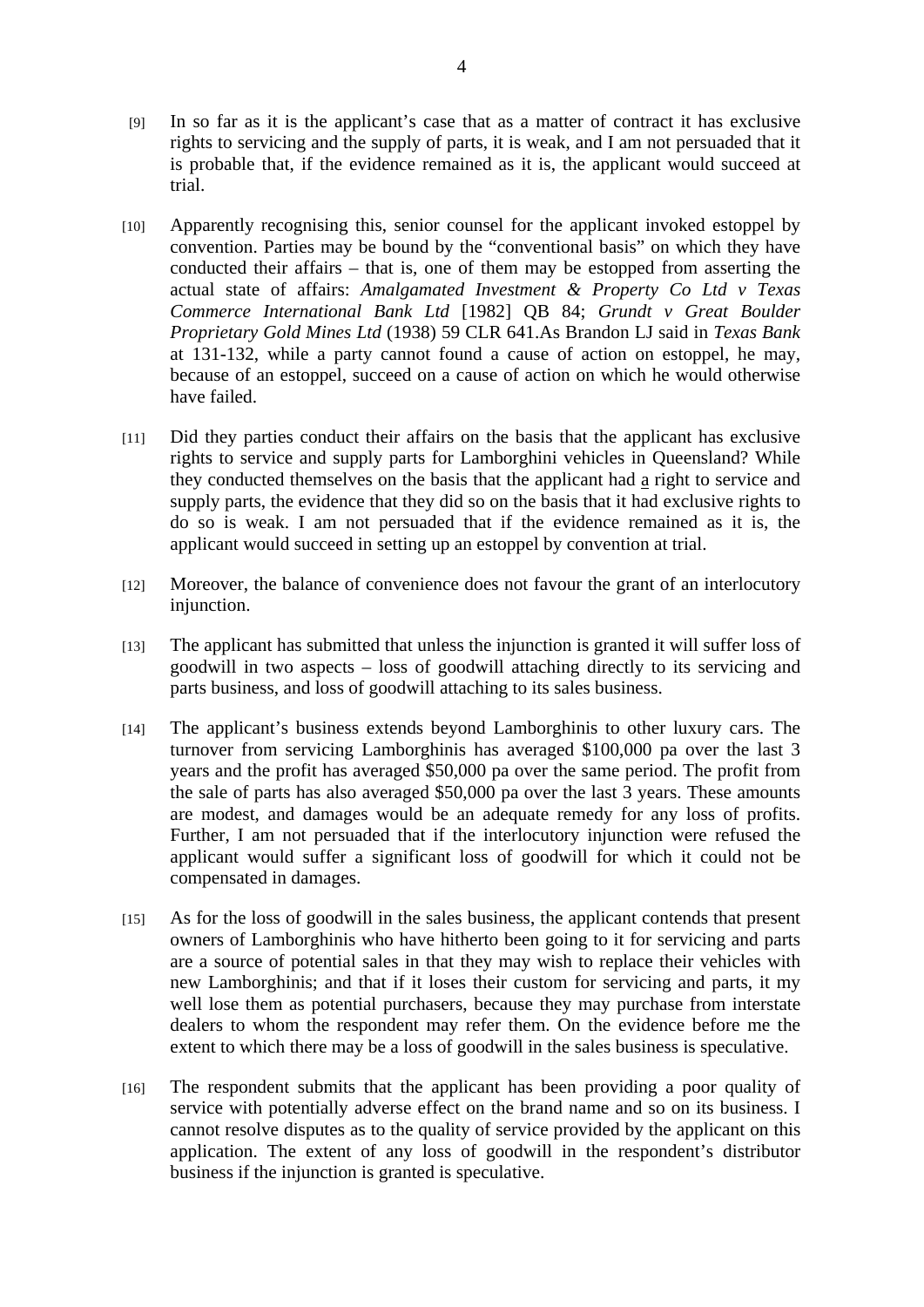[9] In so far as it is the applicant's case that as a matter of contract it has exclusive rights to servicing and the supply of parts, it is weak, and I am not persuaded that it is probable that, if the evidence remained as it is, the applicant would succeed at trial.

[10] Apparently recognising this, senior counsel for the applicant invoked estoppel by convention. Parties may be bound by the "conventional basis" on which they have conducted their affairs – that is, one of them may be estopped from asserting the actual state of affairs: *Amalgamated Investment & Property Co Ltd v Texas Commerce International Bank Ltd* [1982] QB 84; *Grundt v Great Boulder Proprietary Gold Mines Ltd* (1938) 59 CLR 641.As Brandon LJ said in *Texas Bank* at 131-132, while a party cannot found a cause of action on estoppel, he may, because of an estoppel, succeed on a cause of action on which he would otherwise have failed.

[11] Did they parties conduct their affairs on the basis that the applicant has exclusive rights to service and supply parts for Lamborghini vehicles in Queensland? While they conducted themselves on the basis that the applicant had <u>a</u> right to service and supply parts, the evidence that they did so on the basis that it had exclusive rights to do so is weak. I am not persuaded that if the evidence remained as it is, the applicant would succeed in setting up an estoppel by convention at trial.

[12] Moreover, the balance of convenience does not favour the grant of an interlocutory injunction.

[13] The applicant has submitted that unless the injunction is granted it will suffer loss of goodwill in two aspects – loss of goodwill attaching directly to its servicing and parts business, and loss of goodwill attaching to its sales business.

[14] The applicant's business extends beyond Lamborghinis to other luxury cars. The turnover from servicing Lamborghinis has averaged $100,000 pa over the last 3 years and the profit has averaged $50,000 pa over the same period. The profit from the sale of parts has also averaged $50,000 pa over the last 3 years. These amounts are modest, and damages would be an adequate remedy for any loss of profits. Further, I am not persuaded that if the interlocutory injunction were refused the applicant would suffer a significant loss of goodwill for which it could not be compensated in damages.

[15] As for the loss of goodwill in the sales business, the applicant contends that present owners of Lamborghinis who have hitherto been going to it for servicing and parts are a source of potential sales in that they may wish to replace their vehicles with new Lamborghinis; and that if it loses their custom for servicing and parts, it my well lose them as potential purchasers, because they may purchase from interstate dealers to whom the respondent may refer them. On the evidence before me the extent to which there may be a loss of goodwill in the sales business is speculative.

[16] The respondent submits that the applicant has been providing a poor quality of service with potentially adverse effect on the brand name and so on its business. I cannot resolve disputes as to the quality of service provided by the applicant on this application. The extent of any loss of goodwill in the respondent's distributor business if the injunction is granted is speculative.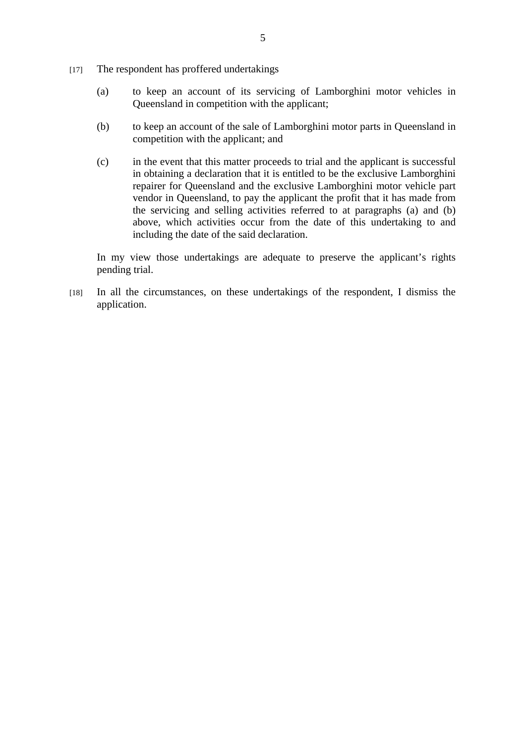[17] The respondent has proffered undertakings

(a) to keep an account of its servicing of Lamborghini motor vehicles in Queensland in competition with the applicant;

(b) to keep an account of the sale of Lamborghini motor parts in Queensland in competition with the applicant; and

(c) in the event that this matter proceeds to trial and the applicant is successful in obtaining a declaration that it is entitled to be the exclusive Lamborghini repairer for Queensland and the exclusive Lamborghini motor vehicle part vendor in Queensland, to pay the applicant the profit that it has made from the servicing and selling activities referred to at paragraphs (a) and (b) above, which activities occur from the date of this undertaking to and including the date of the said declaration.

In my view those undertakings are adequate to preserve the applicant's rights pending trial.

[18] In all the circumstances, on these undertakings of the respondent, I dismiss the application.